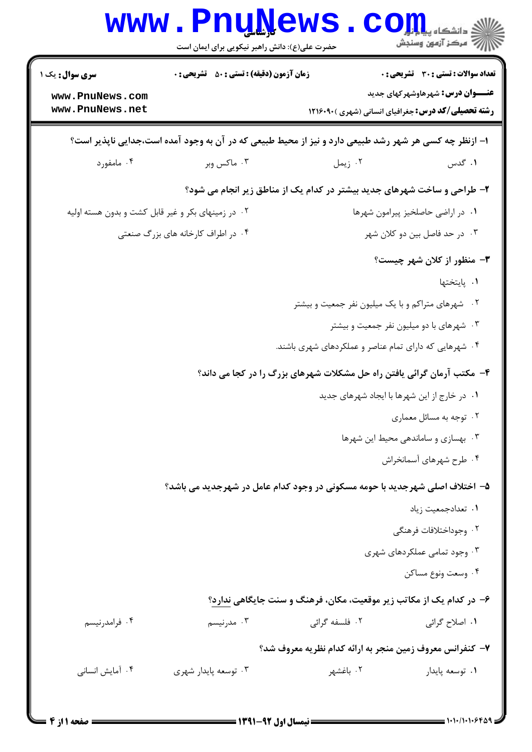کارشناسی

حضرت علی(ع): دانش راهبر نیکویی برای ایمان است

**سری سوال:** یک ۱

**زمان آزمون (دقیقه) : تستی : ۵۰ تشریحی : ۰**

**تعداد سوالات : تستی : ۳۰ تشریحی : ۰**

**عنـــوان درس:** شهرهاوشهرکهای جدید

**رشته تحصیلی/کد درس:** جغرافیای انسانی (شهری )۱۲۱۶۰۹۰

**۱- ازنظر چه کسی هر شهر رشد طبیعی دارد و نیز از محیط طبیعی که در آن به وجود آمده است،جدایی ناپذیر است؟**

۱. گدس  ۲. زیمل  ۳. ماکس وبر  ۴. مامفورد

**۲- طراحی و ساخت شهرهای جدید بیشتر در کدام یک از مناطق زیر انجام می شود؟**

۱. در اراضی حاصلخیز پیرامون شهرها
۲. در زمینهای بکر و غیر قابل کشت و بدون هسته اولیه
۳. در حد فاصل بین دو کلان شهر
۴. در اطراف کارخانه های بزرگ صنعتی

**۳- منظور از کلان شهر چیست؟**

۱. پایتختها
۲. شهرهای متراکم و با یک میلیون نفر جمعیت و بیشتر
۳. شهرهای با دو میلیون نفر جمعیت و بیشتر
۴. شهرهایی که دارای تمام عناصر و عملکردهای شهری باشند.

**۴- مکتب آرمان گرائی یافتن راه حل مشکلات شهرهای بزرگ را در کجا می داند؟**

۱. در خارج از این شهرها با ایجاد شهرهای جدید
۲. توجه به مسائل معماری
۳. بهسازی و ساماندهی محیط این شهرها
۴. طرح شهرهای آسمانخراش

**۵- اختلاف اصلی شهرجدید با حومه مسکونی در وجود کدام عامل در شهرجدید می باشد؟**

۱. تعدادجمعیت زیاد
۲. وجوداختلافات فرهنگی
۳. وجود تمامی عملکردهای شهری
۴. وسعت ونوع مساکن

**۶- در کدام یک از مکاتب زیر موقعیت، مکان، فرهنگ و سنت جایگاهی ندارد؟**

۱. اصلاح گرائی  ۲. فلسفه گرائی  ۳. مدرنیسم  ۴. فرامدرنیسم

**۷- کنفرانس معروف زمین منجر به ارائه کدام نظریه معروف شد؟**

۱. توسعه پایدار  ۲. باغشهر  ۳. توسعه پایدار شهری  ۴. آمایش انسانی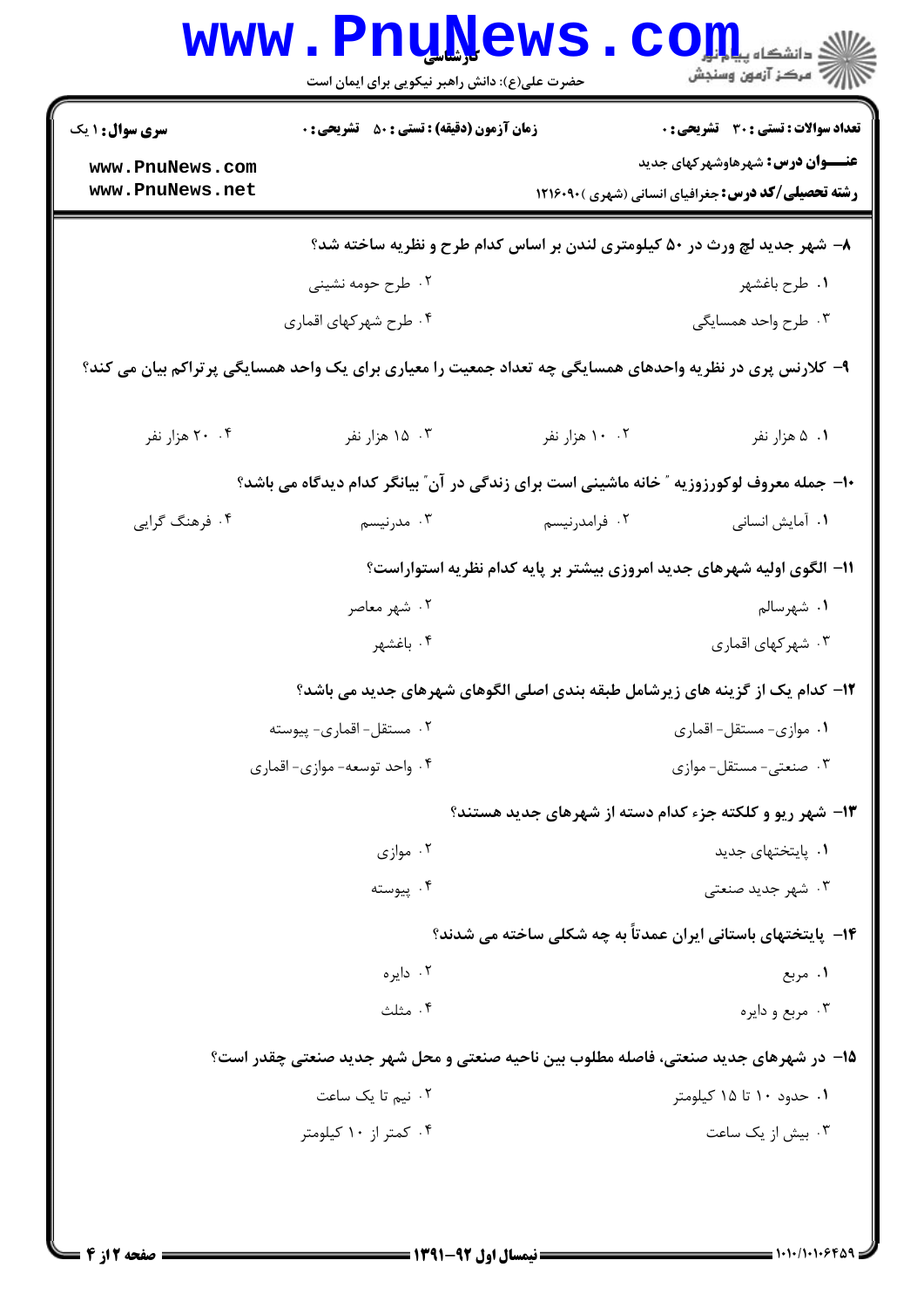۸– شهر جدید لچ ورث در ۵۰ کیلومتری لندن بر اساس کدام طرح و نظریه ساخته شد؟

۱. طرح باغشهر
۲. طرح حومه نشینی
۳. طرح واحد همسایگی
۴. طرح شهرکهای اقماری

۹– کلارنس پری در نظریه واحدهای همسایگی چه تعداد جمعیت را معیاری برای یک واحد همسایگی پرتراکم بیان می کند؟

۱. ۵ هزار نفر
۲. ۱۰ هزار نفر
۳. ۱۵ هزار نفر
۴. ۲۰ هزار نفر

۱۰– جمله معروف لوکورزوزیه " خانه ماشینی است برای زندگی در آن" بیانگر کدام دیدگاه می باشد؟

۱. آمایش انسانی
۲. فرامدرنیسم
۳. مدرنیسم
۴. فرهنگ گرایی

۱۱– الگوی اولیه شهرهای جدید امروزی بیشتر بر پایه کدام نظریه استواراست؟

۱. شهرسالم
۲. شهر معاصر
۳. شهرکهای اقماری
۴. باغشهر

۱۲– کدام یک از گزینه های زیرشامل طبقه بندی اصلی الگوهای شهرهای جدید می باشد؟

۱. موازی- مستقل- اقماری
۲. مستقل- اقماری- پیوسته
۳. صنعتی- مستقل- موازی
۴. واحد توسعه- موازی- اقماری

۱۳– شهر ریو و کلکته جزء کدام دسته از شهرهای جدید هستند؟

۱. پایتختهای جدید
۲. موازی
۳. شهر جدید صنعتی
۴. پیوسته

۱۴– پایتختهای باستانی ایران عمدتاً به چه شکلی ساخته می شدند؟

۱. مربع
۲. دایره
۳. مربع و دایره
۴. مثلث

۱۵– در شهرهای جدید صنعتی، فاصله مطلوب بین ناحیه صنعتی و محل شهر جدید صنعتی چقدر است؟

۱. حدود ۱۰ تا ۱۵ کیلومتر
۲. نیم تا یک ساعت
۳. بیش از یک ساعت
۴. کمتر از ۱۰ کیلومتر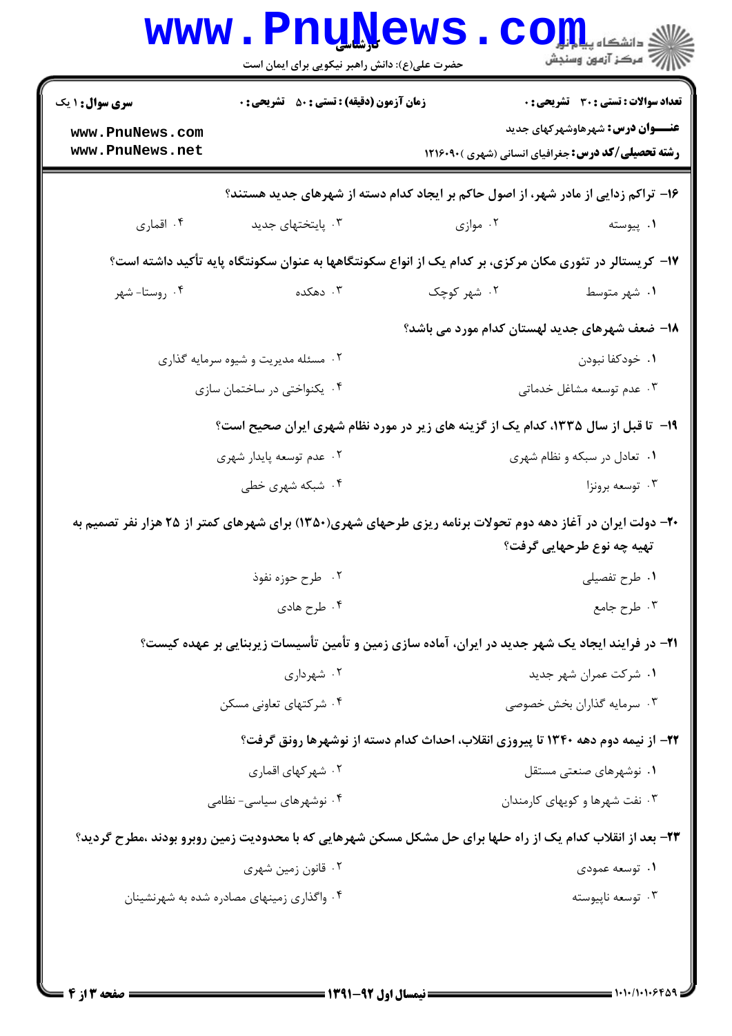**سری سوال:** ۱ یک
**زمان آزمون (دقیقه) : تستی :** ۵۰ **تشریحی :** ۰
**تعداد سوالات : تستی :** ۳۰ **تشریحی :** ۰

**عنـــوان درس:** شهرهاوشهرکهای جدید
**رشته تحصیلی/کد درس:** جغرافیای انسانی (شهری )۱۲۱۶۰۹۰

**۱۶– تراکم زدایی از مادر شهر، از اصول حاکم بر ایجاد کدام دسته از شهرهای جدید هستند؟**

۱. پیوسته
۲. موازی
۳. پایتختهای جدید
۴. اقماری

**۱۷– کریستالر در تئوری مکان مرکزی، بر کدام یک از انواع سکونتگاهها به عنوان سکونتگاه پایه تأکید داشته است؟**

۱. شهر متوسط
۲. شهر کوچک
۳. دهکده
۴. روستا- شهر

**۱۸– ضعف شهرهای جدید لهستان کدام مورد می باشد؟**

۱. خودکفا نبودن
۲. مسئله مدیریت و شیوه سرمایه گذاری
۳. عدم توسعه مشاغل خدماتی
۴. یکنواختی در ساختمان سازی

**۱۹– تا قبل از سال ۱۳۳۵، کدام یک از گزینه های زیر در مورد نظام شهری ایران صحیح است؟**

۱. تعادل در سبکه و نظام شهری
۲. عدم توسعه پایدار شهری
۳. توسعه برونزا
۴. شبکه شهری خطی

**۲۰– دولت ایران در آغاز دهه دوم تحولات برنامه ریزی طرحهای شهری(۱۳۵۰) برای شهرهای کمتر از ۲۵ هزار نفر تصمیم به تهیه چه نوع طرحهایی گرفت؟**

۱. طرح تفصیلی
۲. طرح حوزه نفوذ
۳. طرح جامع
۴. طرح هادی

**۲۱– در فرایند ایجاد یک شهر جدید در ایران، آماده سازی زمین و تأمین تأسیسات زیربنایی بر عهده کیست؟**

۱. شرکت عمران شهر جدید
۲. شهرداری
۳. سرمایه گذاران بخش خصوصی
۴. شرکتهای تعاونی مسکن

**۲۲– از نیمه دوم دهه ۱۳۴۰ تا پیروزی انقلاب، احداث کدام دسته از نوشهرها رونق گرفت؟**

۱. نوشهرهای صنعتی مستقل
۲. شهرکهای اقماری
۳. نفت شهرها و کویهای کارمندان
۴. نوشهرهای سیاسی- نظامی

**۲۳– بعد از انقلاب کدام یک از راه حلها برای حل مشکل مسکن شهرهایی که با محدودیت زمین روبرو بودند ،مطرح گردید؟**

۱. توسعه عمودی
۲. قانون زمین شهری
۳. توسعه ناپیوسته
۴. واگذاری زمینهای مصادره شده به شهرنشینان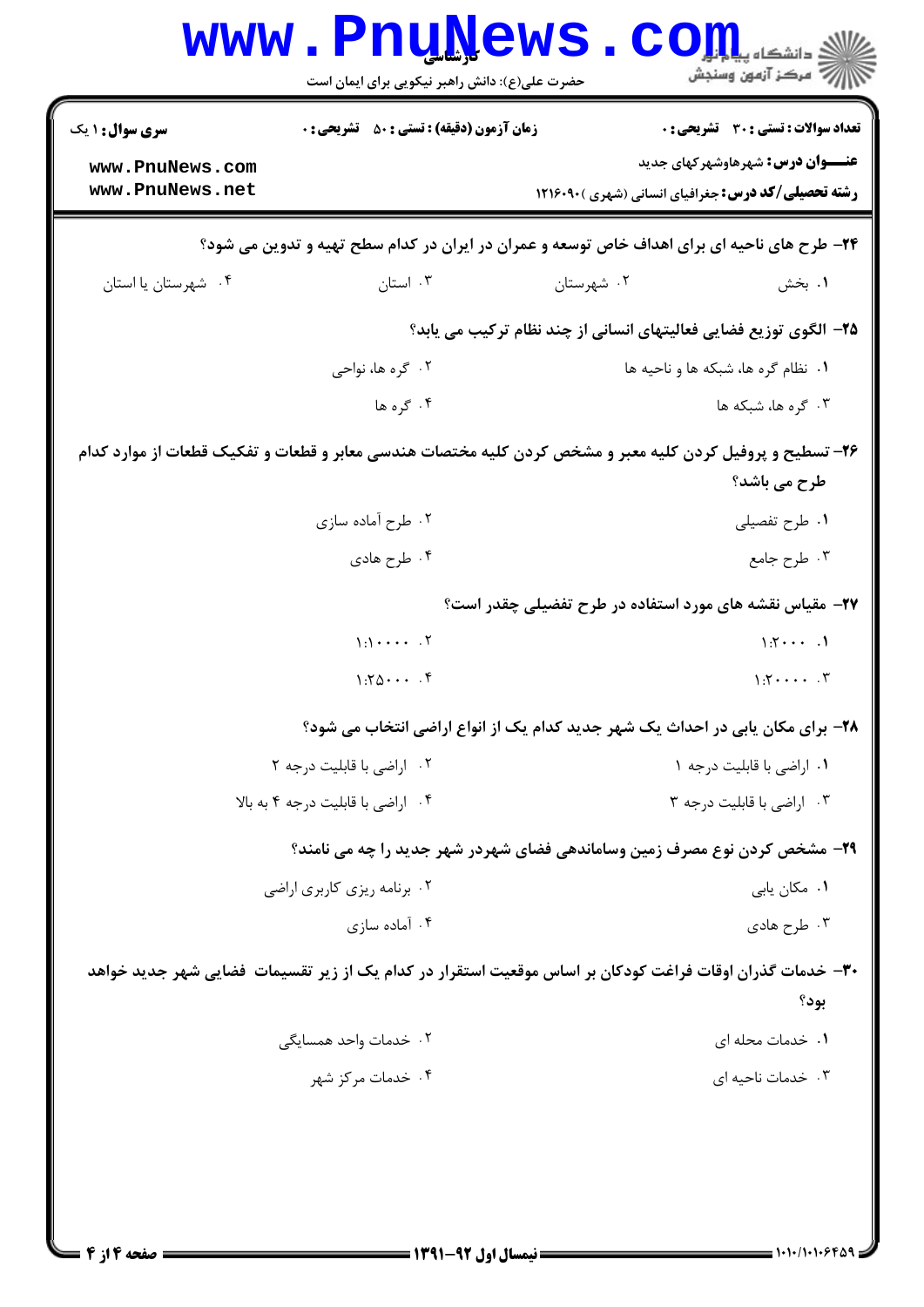۲۴- طرح های ناحیه ای برای اهداف خاص توسعه و عمران در ایران در کدام سطح تهیه و تدوین می شود؟

۱. بخش
۲. شهرستان
۳. استان
۴. شهرستان یا استان

۲۵- الگوی توزیع فضایی فعالیتهای انسانی از چند نظام ترکیب می یابد؟

۱. نظام گره ها، شبکه ها و ناحیه ها
۲. گره ها، نواحی
۳. گره ها، شبکه ها
۴. گره ها

۲۶- تسطیح و پروفیل کردن کلیه معبر و مشخص کردن کلیه مختصات هندسی معابر و قطعات و تفکیک قطعات از موارد کدام طرح می باشد؟

۱. طرح تفصیلی
۲. طرح آماده سازی
۳. طرح جامع
۴. طرح هادی

۲۷- مقیاس نقشه های مورد استفاده در طرح تفضیلی چقدر است؟

۱. ۱:۲۰۰۰
۲. ۱:۱۰۰۰۰
۳. ۱:۲۰۰۰۰
۴. ۱:۲۵۰۰۰

۲۸- برای مکان یابی در احداث یک شهر جدید کدام یک از انواع اراضی انتخاب می شود؟

۱. اراضی با قابلیت درجه ۱
۲. اراضی با قابلیت درجه ۲
۳. اراضی با قابلیت درجه ۳
۴. اراضی با قابلیت درجه ۴ به بالا

۲۹- مشخص کردن نوع مصرف زمین وساماندهی فضای شهردر شهر جدید را چه می نامند؟

۱. مکان یابی
۲. برنامه ریزی کاربری اراضی
۳. طرح هادی
۴. آماده سازی

۳۰- خدمات گذران اوقات فراغت کودکان بر اساس موقعیت استقرار در کدام یک از زیر تقسیمات فضایی شهر جدید خواهد بود؟

۱. خدمات محله ای
۲. خدمات واحد همسایگی
۳. خدمات ناحیه ای
۴. خدمات مرکز شهر